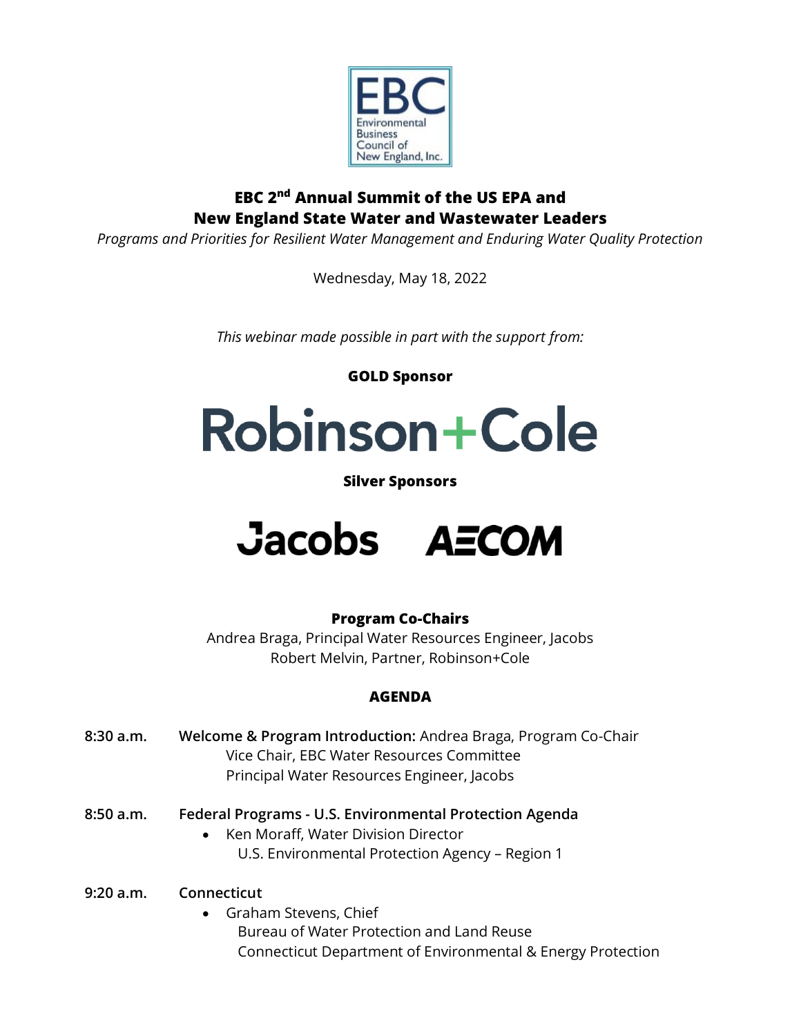EBC
Environmental Business Council of New England, Inc.

# EBC 2nd Annual Summit of the US EPA and New England State Water and Wastewater Leaders

*Programs and Priorities for Resilient Water Management and Enduring Water Quality Protection*

Wednesday, May 18, 2022

*This webinar made possible in part with the support from:*

**GOLD Sponsor**

Robinson+Cole

**Silver Sponsors**

Jacobs AECOM

**Program Co-Chairs**

Andrea Braga, Principal Water Resources Engineer, Jacobs
Robert Melvin, Partner, Robinson+Cole

## AGENDA

**8:30 a.m.** **Welcome & Program Introduction:** Andrea Braga, Program Co-Chair
Vice Chair, EBC Water Resources Committee
Principal Water Resources Engineer, Jacobs

**8:50 a.m.** **Federal Programs - U.S. Environmental Protection Agenda**

- Ken Moraff, Water Division Director
  U.S. Environmental Protection Agency – Region 1

**9:20 a.m.** **Connecticut**

- Graham Stevens, Chief
  Bureau of Water Protection and Land Reuse
  Connecticut Department of Environmental & Energy Protection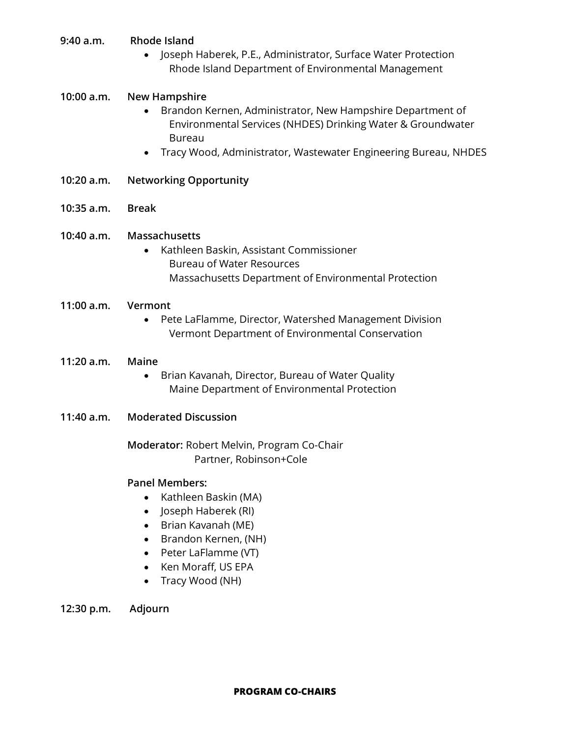**9:40 a.m.** **Rhode Island**

- Joseph Haberek, P.E., Administrator, Surface Water Protection
  Rhode Island Department of Environmental Management

**10:00 a.m.** **New Hampshire**

- Brandon Kernen, Administrator, New Hampshire Department of Environmental Services (NHDES) Drinking Water & Groundwater Bureau
- Tracy Wood, Administrator, Wastewater Engineering Bureau, NHDES

**10:20 a.m.** **Networking Opportunity**

**10:35 a.m.** **Break**

**10:40 a.m.** **Massachusetts**

- Kathleen Baskin, Assistant Commissioner
  Bureau of Water Resources
  Massachusetts Department of Environmental Protection

**11:00 a.m.** **Vermont**

- Pete LaFlamme, Director, Watershed Management Division
  Vermont Department of Environmental Conservation

**11:20 a.m.** **Maine**

- Brian Kavanah, Director, Bureau of Water Quality
  Maine Department of Environmental Protection

**11:40 a.m.** **Moderated Discussion**

**Moderator:** Robert Melvin, Program Co-Chair
Partner, Robinson+Cole

**Panel Members:**

- Kathleen Baskin (MA)
- Joseph Haberek (RI)
- Brian Kavanah (ME)
- Brandon Kernen, (NH)
- Peter LaFlamme (VT)
- Ken Moraff, US EPA
- Tracy Wood (NH)

**12:30 p.m.** **Adjourn**

**PROGRAM CO-CHAIRS**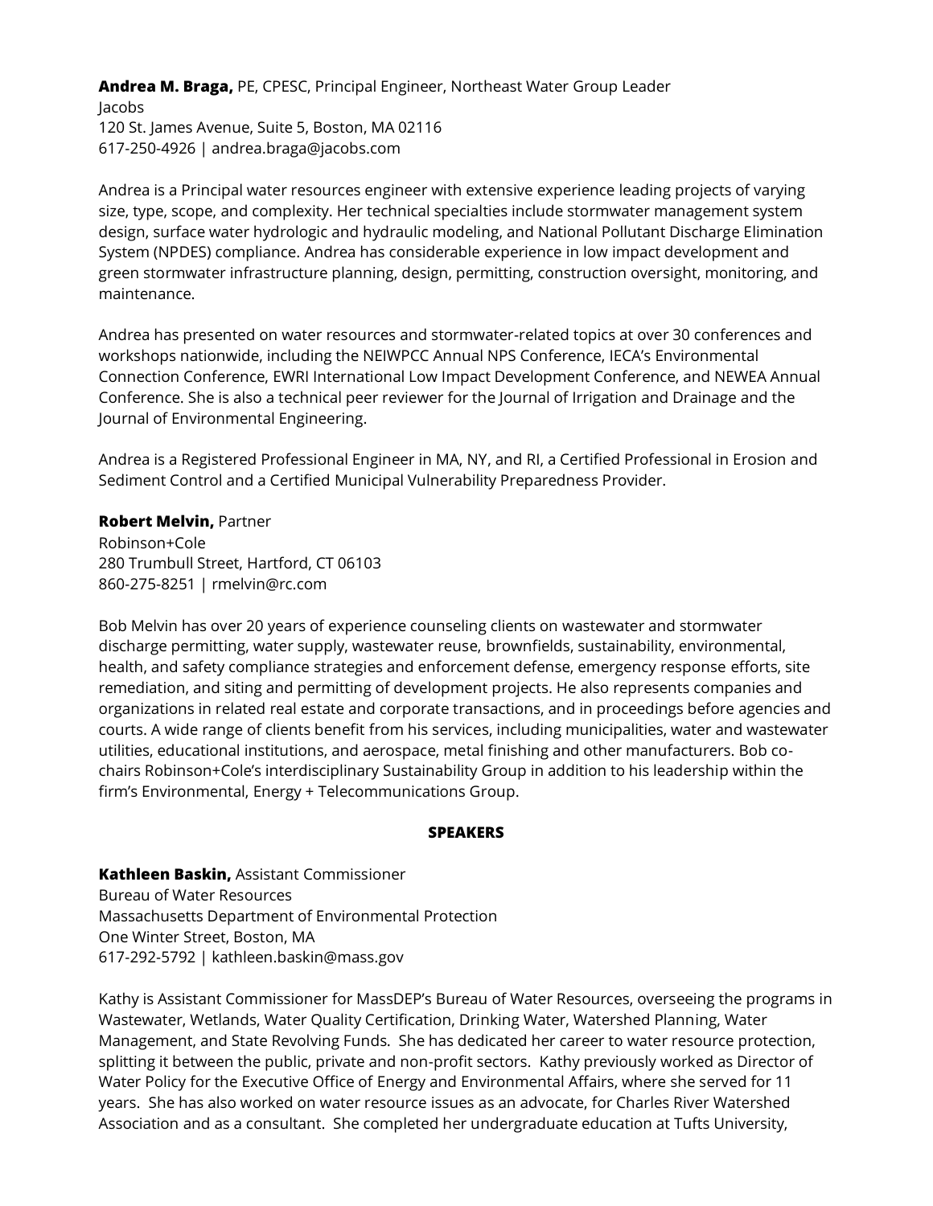**Andrea M. Braga,** PE, CPESC, Principal Engineer, Northeast Water Group Leader
Jacobs
120 St. James Avenue, Suite 5, Boston, MA 02116
617-250-4926 | andrea.braga@jacobs.com

Andrea is a Principal water resources engineer with extensive experience leading projects of varying size, type, scope, and complexity. Her technical specialties include stormwater management system design, surface water hydrologic and hydraulic modeling, and National Pollutant Discharge Elimination System (NPDES) compliance. Andrea has considerable experience in low impact development and green stormwater infrastructure planning, design, permitting, construction oversight, monitoring, and maintenance.

Andrea has presented on water resources and stormwater-related topics at over 30 conferences and workshops nationwide, including the NEIWPCC Annual NPS Conference, IECA's Environmental Connection Conference, EWRI International Low Impact Development Conference, and NEWEA Annual Conference. She is also a technical peer reviewer for the Journal of Irrigation and Drainage and the Journal of Environmental Engineering.

Andrea is a Registered Professional Engineer in MA, NY, and RI, a Certified Professional in Erosion and Sediment Control and a Certified Municipal Vulnerability Preparedness Provider.

**Robert Melvin,** Partner
Robinson+Cole
280 Trumbull Street, Hartford, CT 06103
860-275-8251 | rmelvin@rc.com

Bob Melvin has over 20 years of experience counseling clients on wastewater and stormwater discharge permitting, water supply, wastewater reuse, brownfields, sustainability, environmental, health, and safety compliance strategies and enforcement defense, emergency response efforts, site remediation, and siting and permitting of development projects. He also represents companies and organizations in related real estate and corporate transactions, and in proceedings before agencies and courts. A wide range of clients benefit from his services, including municipalities, water and wastewater utilities, educational institutions, and aerospace, metal finishing and other manufacturers. Bob co-chairs Robinson+Cole's interdisciplinary Sustainability Group in addition to his leadership within the firm's Environmental, Energy + Telecommunications Group.

## SPEAKERS

**Kathleen Baskin,** Assistant Commissioner
Bureau of Water Resources
Massachusetts Department of Environmental Protection
One Winter Street, Boston, MA
617-292-5792 | kathleen.baskin@mass.gov

Kathy is Assistant Commissioner for MassDEP's Bureau of Water Resources, overseeing the programs in Wastewater, Wetlands, Water Quality Certification, Drinking Water, Watershed Planning, Water Management, and State Revolving Funds. She has dedicated her career to water resource protection, splitting it between the public, private and non-profit sectors. Kathy previously worked as Director of Water Policy for the Executive Office of Energy and Environmental Affairs, where she served for 11 years. She has also worked on water resource issues as an advocate, for Charles River Watershed Association and as a consultant. She completed her undergraduate education at Tufts University,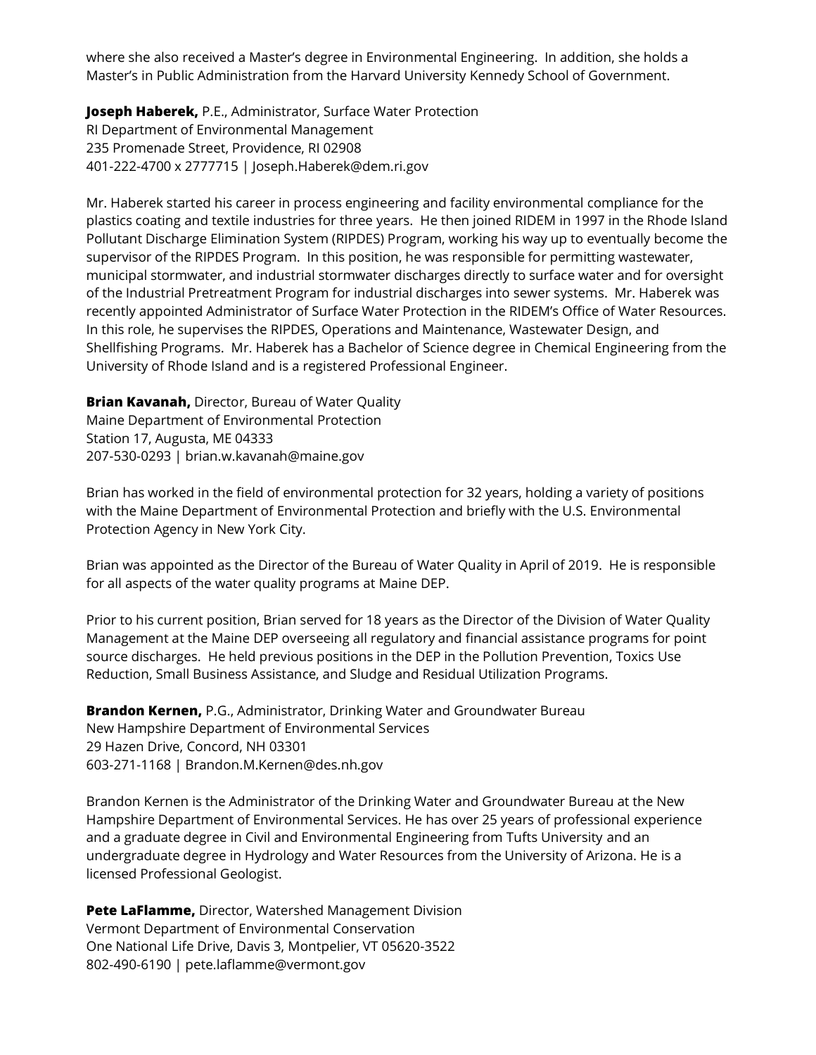where she also received a Master's degree in Environmental Engineering. In addition, she holds a Master's in Public Administration from the Harvard University Kennedy School of Government.

**Joseph Haberek,** P.E., Administrator, Surface Water Protection
RI Department of Environmental Management
235 Promenade Street, Providence, RI 02908
401-222-4700 x 2777715 | Joseph.Haberek@dem.ri.gov

Mr. Haberek started his career in process engineering and facility environmental compliance for the plastics coating and textile industries for three years. He then joined RIDEM in 1997 in the Rhode Island Pollutant Discharge Elimination System (RIPDES) Program, working his way up to eventually become the supervisor of the RIPDES Program. In this position, he was responsible for permitting wastewater, municipal stormwater, and industrial stormwater discharges directly to surface water and for oversight of the Industrial Pretreatment Program for industrial discharges into sewer systems. Mr. Haberek was recently appointed Administrator of Surface Water Protection in the RIDEM's Office of Water Resources. In this role, he supervises the RIPDES, Operations and Maintenance, Wastewater Design, and Shellfishing Programs. Mr. Haberek has a Bachelor of Science degree in Chemical Engineering from the University of Rhode Island and is a registered Professional Engineer.

**Brian Kavanah,** Director, Bureau of Water Quality
Maine Department of Environmental Protection
Station 17, Augusta, ME 04333
207-530-0293 | brian.w.kavanah@maine.gov

Brian has worked in the field of environmental protection for 32 years, holding a variety of positions with the Maine Department of Environmental Protection and briefly with the U.S. Environmental Protection Agency in New York City.

Brian was appointed as the Director of the Bureau of Water Quality in April of 2019. He is responsible for all aspects of the water quality programs at Maine DEP.

Prior to his current position, Brian served for 18 years as the Director of the Division of Water Quality Management at the Maine DEP overseeing all regulatory and financial assistance programs for point source discharges. He held previous positions in the DEP in the Pollution Prevention, Toxics Use Reduction, Small Business Assistance, and Sludge and Residual Utilization Programs.

**Brandon Kernen,** P.G., Administrator, Drinking Water and Groundwater Bureau
New Hampshire Department of Environmental Services
29 Hazen Drive, Concord, NH 03301
603-271-1168 | Brandon.M.Kernen@des.nh.gov

Brandon Kernen is the Administrator of the Drinking Water and Groundwater Bureau at the New Hampshire Department of Environmental Services. He has over 25 years of professional experience and a graduate degree in Civil and Environmental Engineering from Tufts University and an undergraduate degree in Hydrology and Water Resources from the University of Arizona. He is a licensed Professional Geologist.

**Pete LaFlamme,** Director, Watershed Management Division
Vermont Department of Environmental Conservation
One National Life Drive, Davis 3, Montpelier, VT 05620-3522
802-490-6190 | pete.laflamme@vermont.gov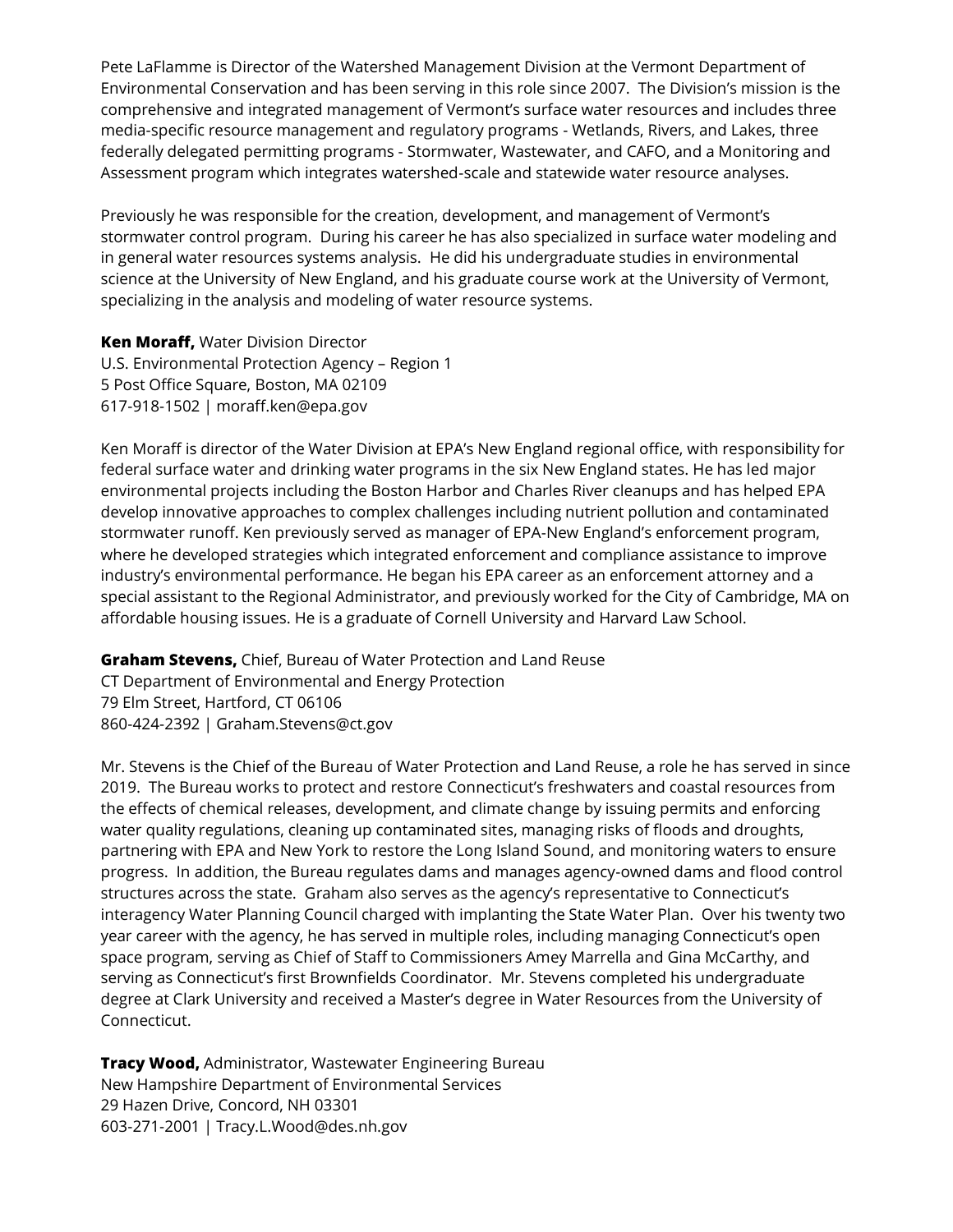Pete LaFlamme is Director of the Watershed Management Division at the Vermont Department of Environmental Conservation and has been serving in this role since 2007. The Division's mission is the comprehensive and integrated management of Vermont's surface water resources and includes three media-specific resource management and regulatory programs - Wetlands, Rivers, and Lakes, three federally delegated permitting programs - Stormwater, Wastewater, and CAFO, and a Monitoring and Assessment program which integrates watershed-scale and statewide water resource analyses.

Previously he was responsible for the creation, development, and management of Vermont's stormwater control program. During his career he has also specialized in surface water modeling and in general water resources systems analysis. He did his undergraduate studies in environmental science at the University of New England, and his graduate course work at the University of Vermont, specializing in the analysis and modeling of water resource systems.

**Ken Moraff,** Water Division Director
U.S. Environmental Protection Agency – Region 1
5 Post Office Square, Boston, MA 02109
617-918-1502 | moraff.ken@epa.gov

Ken Moraff is director of the Water Division at EPA's New England regional office, with responsibility for federal surface water and drinking water programs in the six New England states. He has led major environmental projects including the Boston Harbor and Charles River cleanups and has helped EPA develop innovative approaches to complex challenges including nutrient pollution and contaminated stormwater runoff. Ken previously served as manager of EPA-New England's enforcement program, where he developed strategies which integrated enforcement and compliance assistance to improve industry's environmental performance. He began his EPA career as an enforcement attorney and a special assistant to the Regional Administrator, and previously worked for the City of Cambridge, MA on affordable housing issues. He is a graduate of Cornell University and Harvard Law School.

**Graham Stevens,** Chief, Bureau of Water Protection and Land Reuse
CT Department of Environmental and Energy Protection
79 Elm Street, Hartford, CT 06106
860-424-2392 | Graham.Stevens@ct.gov

Mr. Stevens is the Chief of the Bureau of Water Protection and Land Reuse, a role he has served in since 2019. The Bureau works to protect and restore Connecticut's freshwaters and coastal resources from the effects of chemical releases, development, and climate change by issuing permits and enforcing water quality regulations, cleaning up contaminated sites, managing risks of floods and droughts, partnering with EPA and New York to restore the Long Island Sound, and monitoring waters to ensure progress. In addition, the Bureau regulates dams and manages agency-owned dams and flood control structures across the state. Graham also serves as the agency's representative to Connecticut's interagency Water Planning Council charged with implanting the State Water Plan. Over his twenty two year career with the agency, he has served in multiple roles, including managing Connecticut's open space program, serving as Chief of Staff to Commissioners Amey Marrella and Gina McCarthy, and serving as Connecticut's first Brownfields Coordinator. Mr. Stevens completed his undergraduate degree at Clark University and received a Master's degree in Water Resources from the University of Connecticut.

**Tracy Wood,** Administrator, Wastewater Engineering Bureau
New Hampshire Department of Environmental Services
29 Hazen Drive, Concord, NH 03301
603-271-2001 | Tracy.L.Wood@des.nh.gov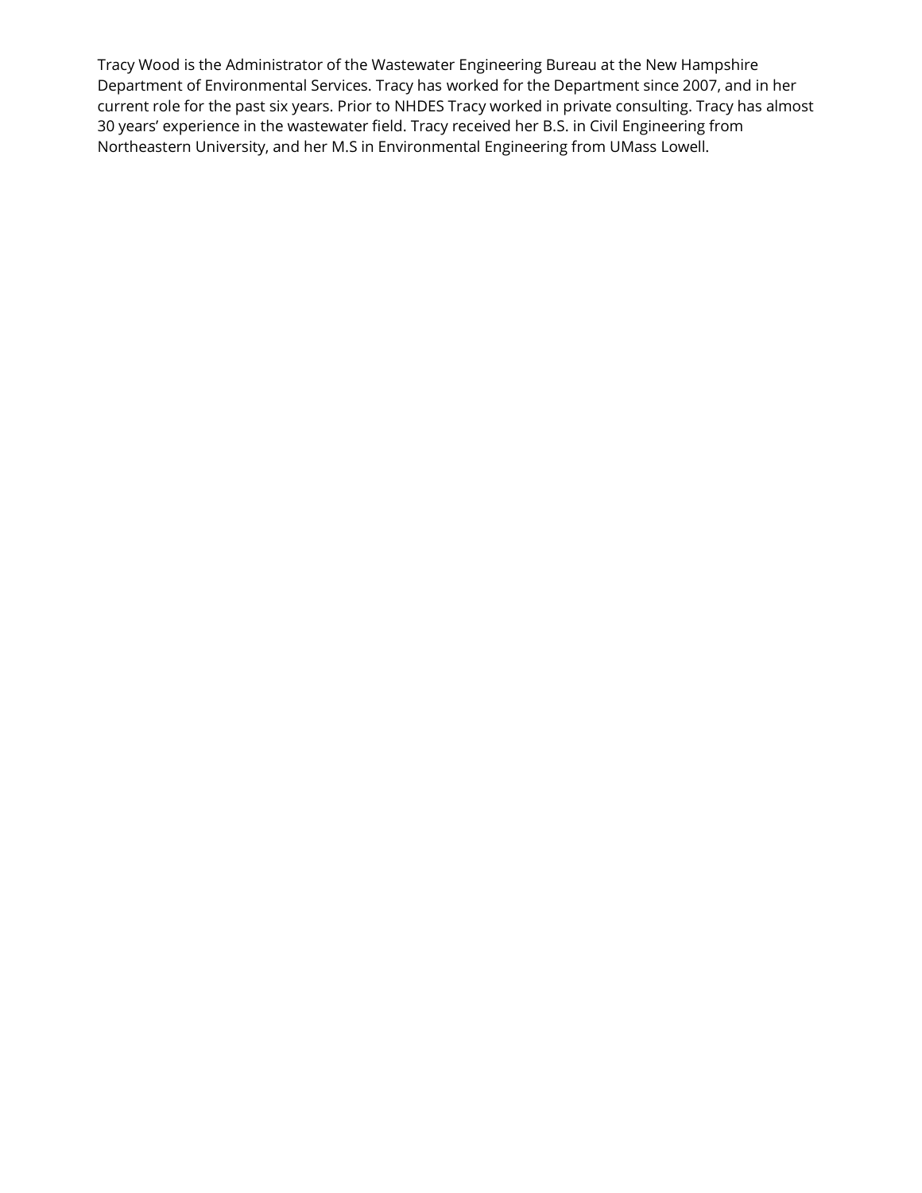Tracy Wood is the Administrator of the Wastewater Engineering Bureau at the New Hampshire Department of Environmental Services. Tracy has worked for the Department since 2007, and in her current role for the past six years. Prior to NHDES Tracy worked in private consulting. Tracy has almost 30 years' experience in the wastewater field. Tracy received her B.S. in Civil Engineering from Northeastern University, and her M.S in Environmental Engineering from UMass Lowell.